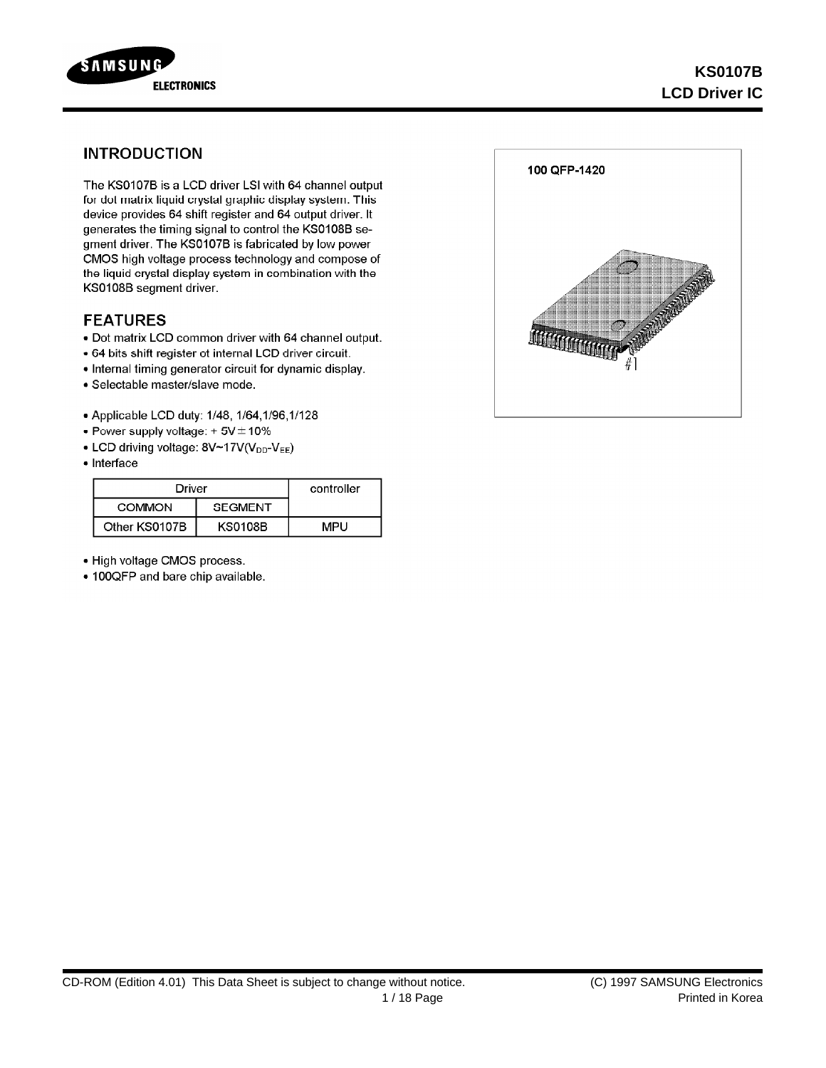# KS0107B LCD Driver IC

## INTRODUCTION

The KS0107B is a LCD driver LSI with 64 channel output for dot matrix liquid crystal graphic display system. This device provides 64 shift register and 64 output driver. It generates the timing signal to control the KS0108B segment driver. The KS0107B is fabricated by low power CMOS high voltage process technology and compose of the liquid crystal display system in combination with the KS0108B segment driver.

100 QFP-1420

## FEATURES

- Dot matrix LCD common driver with 64 channel output.
- 64 bits shift register ot internal LCD driver circuit.
- Internal timing generator circuit for dynamic display.
- Selectable master/slave mode.

- Applicable LCD duty: 1/48, 1/64,1/96,1/128
- Power supply voltage: + 5V ± 10%
- LCD driving voltage: 8V~17V($V_{DD}$-$V_{EE}$)
- Interface

| Driver | | controller |
|---|---|---|
| COMMON | SEGMENT | |
| Other KS0107B | KS0108B | MPU |

- High voltage CMOS process.
- 100QFP and bare chip available.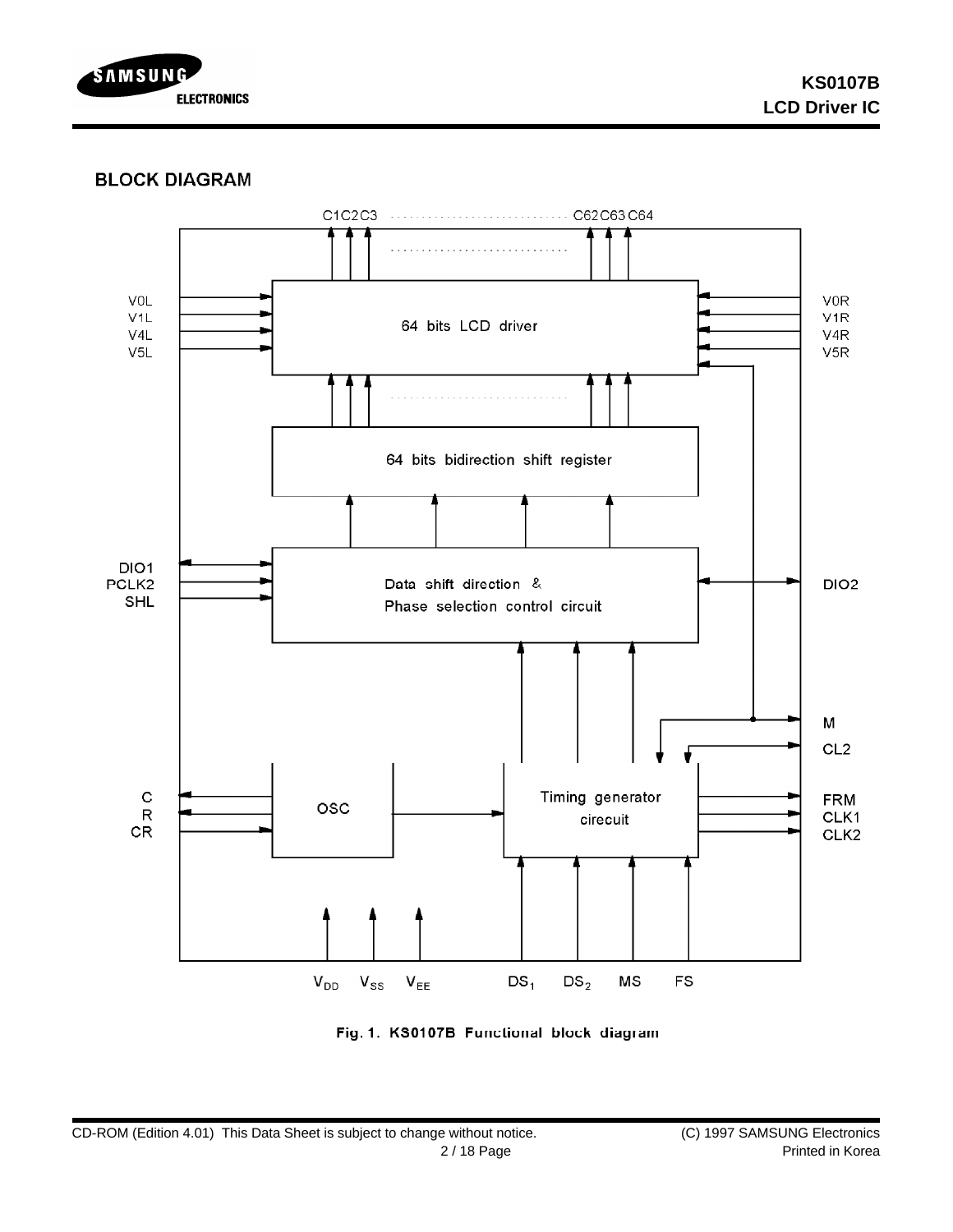## BLOCK DIAGRAM

C1 C2 C3 ............................ C62 C63 C64

V0L
V1L
V4L
V5L

64 bits LCD driver

V0R
V1R
V4R
V5R

64 bits bidirection shift register

DIO1
PCLK2
SHL

Data shift direction &
Phase selection control circuit

DIO2

M
CL2

C
R
CR

OSC

Timing generator
cirecuit

FRM
CLK1
CLK2

$V_{DD}$ $V_{SS}$ $V_{EE}$ $DS_1$ $DS_2$ MS FS

Fig. 1. KS0107B Functional block diagram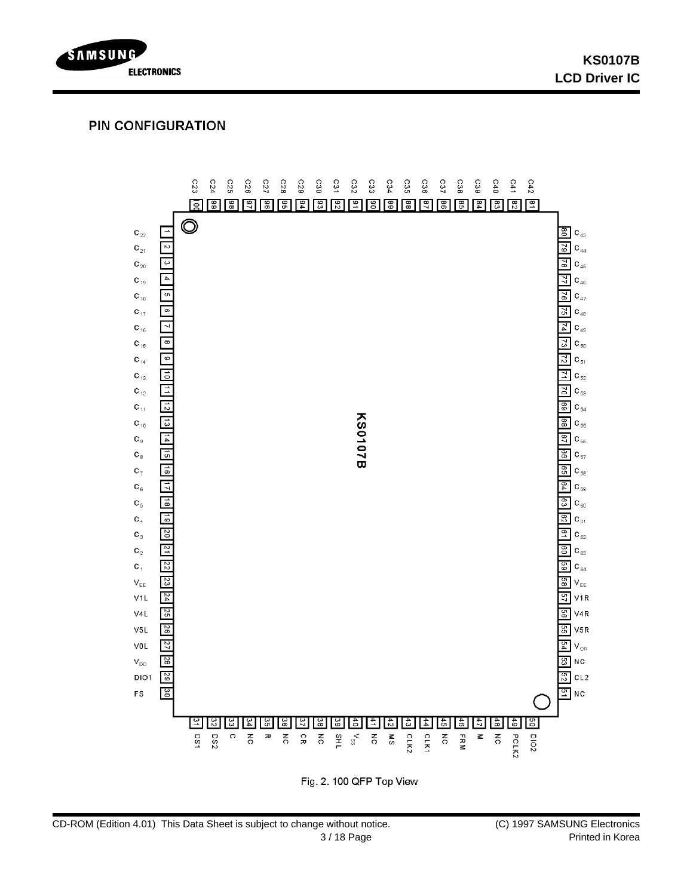## PIN CONFIGURATION

| Pin | Name | Pin | Name | Pin | Name | Pin | Name |
|---|---|---|---|---|---|---|---|
| 1 | $C_{22}$ | 26 | V5L | 51 | NC | 76 | $C_{47}$ |
| 2 | $C_{21}$ | 27 | V0L | 52 | CL2 | 77 | $C_{46}$ |
| 3 | $C_{20}$ | 28 | $V_{DD}$ | 53 | NC | 78 | $C_{45}$ |
| 4 | $C_{19}$ | 29 | DIO1 | 54 | $V_{OR}$ | 79 | $C_{44}$ |
| 5 | $C_{18}$ | 30 | FS | 55 | V5R | 80 | $C_{43}$ |
| 6 | $C_{17}$ | 31 | DS1 | 56 | V4R | 81 | C42 |
| 7 | $C_{16}$ | 32 | DS2 | 57 | V1R | 82 | C41 |
| 8 | $C_{15}$ | 33 | C | 58 | $V_{EE}$ | 83 | C40 |
| 9 | $C_{14}$ | 34 | NC | 59 | $C_{64}$ | 84 | C39 |
| 10 | $C_{13}$ | 35 | R | 60 | $C_{63}$ | 85 | C38 |
| 11 | $C_{12}$ | 36 | NC | 61 | $C_{62}$ | 86 | C37 |
| 12 | $C_{11}$ | 37 | CR | 62 | $C_{61}$ | 87 | C36 |
| 13 | $C_{10}$ | 38 | NC | 63 | $C_{60}$ | 88 | C35 |
| 14 | $C_9$ | 39 | SHL | 64 | $C_{59}$ | 89 | C34 |
| 15 | $C_8$ | 40 | $V_{SS}$ | 65 | $C_{58}$ | 90 | C33 |
| 16 | $C_7$ | 41 | NC | 66 | $C_{57}$ | 91 | C32 |
| 17 | $C_6$ | 42 | MS | 67 | $C_{56}$ | 92 | C31 |
| 18 | $C_5$ | 43 | CLK2 | 68 | $C_{55}$ | 93 | C30 |
| 19 | $C_4$ | 44 | CLK1 | 69 | $C_{54}$ | 94 | C29 |
| 20 | $C_3$ | 45 | NC | 70 | $C_{53}$ | 95 | C28 |
| 21 | $C_2$ | 46 | FRM | 71 | $C_{52}$ | 96 | C27 |
| 22 | $C_1$ | 47 | M | 72 | $C_{51}$ | 97 | C26 |
| 23 | $V_{EE}$ | 48 | NC | 73 | $C_{50}$ | 98 | C25 |
| 24 | V1L | 49 | PCLK2 | 74 | $C_{49}$ | 99 | C24 |
| 25 | V4L | 50 | DIO2 | 75 | $C_{48}$ | 100 | C23 |

KS0107B

Fig. 2. 100 QFP Top View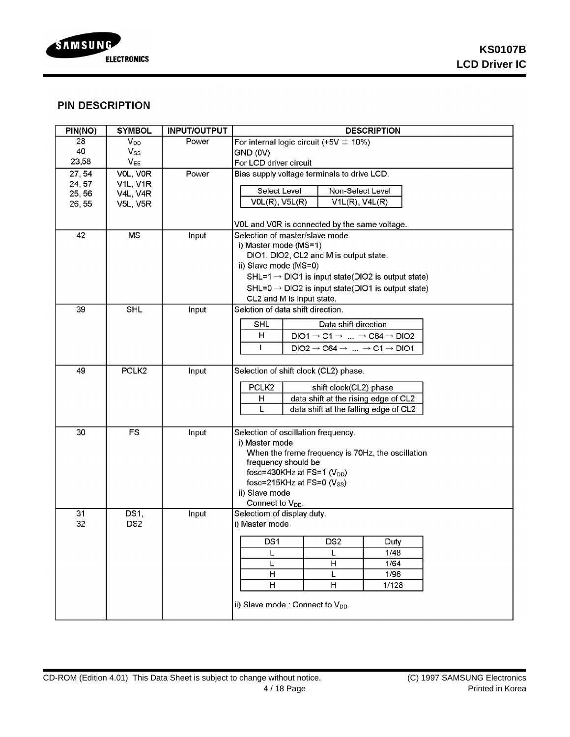## PIN DESCRIPTION

| PIN(NO) | SYMBOL | INPUT/OUTPUT | DESCRIPTION |
|---|---|---|---|
| 28<br>40<br>23,58 | $V_{DD}$<br>$V_{SS}$<br>$V_{EE}$ | Power | For internal logic circuit (+5V ± 10%)<br>GND (0V)<br>For LCD driver circuit |
| 27, 54<br>24, 57<br>25, 56<br>26, 55 | V0L, V0R<br>V1L, V1R<br>V4L, V4R<br>V5L, V5R | Power | Bias supply voltage terminals to drive LCD.<br><br>Select Level: V0L(R), V5L(R)<br>Non-Select Level: V1L(R), V4L(R)<br><br>V0L and V0R is connected by the same voltage. |
| 42 | MS | Input | Selection of master/slave mode<br>i) Master mode (MS=1)<br>DIO1, DIO2, CL2 and M is output state.<br>ii) Slave mode (MS=0)<br>SHL=1 → DIO1 is input state(DIO2 is output state)<br>SHL=0 → DIO2 is input state(DIO1 is output state)<br>CL2 and M is input state. |
| 39 | SHL | Input | Selction of data shift direction.<br><br>SHL = H: DIO1 → C1 → ... → C64 → DIO2<br>SHL = l: DIO2 → C64 → ... → C1 → DIO1 |
| 49 | PCLK2 | Input | Selection of shift clock (CL2) phase.<br><br>PCLK2 = H: data shift at the rising edge of CL2<br>PCLK2 = L: data shift at the falling edge of CL2 |
| 30 | FS | Input | Selection of oscillation frequency.<br>i) Master mode<br>When the freme frequency is 70Hz, the oscillation frequency should be<br>fosc=430KHz at FS=1 ($V_{DD}$)<br>fosc=215KHz at FS=0 ($V_{SS}$)<br>ii) Slave mode<br>Connect to $V_{DD}$. |
| 31<br>32 | DS1,<br>DS2 | Input | Selectiom of display duty.<br>i) Master mode<br><br>DS1 = L, DS2 = L: Duty 1/48<br>DS1 = L, DS2 = H: Duty 1/64<br>DS1 = H, DS2 = L: Duty 1/96<br>DS1 = H, DS2 = H: Duty 1/128<br><br>ii) Slave mode : Connect to $V_{DD}$. |

Bias supply levels (pins 27, 54 / 24, 57 / 25, 56 / 26, 55):

| Select Level | Non-Select Level |
|---|---|
| V0L(R), V5L(R) | V1L(R), V4L(R) |

SHL (pin 39):

| SHL | Data shift direction |
|---|---|
| H | DIO1 → C1 → ... → C64 → DIO2 |
| l | DIO2 → C64 → ... → C1 → DIO1 |

PCLK2 (pin 49):

| PCLK2 | shift clock(CL2) phase |
|---|---|
| H | data shift at the rising edge of CL2 |
| L | data shift at the falling edge of CL2 |

DS1, DS2 (pins 31, 32) — Master mode:

| DS1 | DS2 | Duty |
|---|---|---|
| L | L | 1/48 |
| L | H | 1/64 |
| H | L | 1/96 |
| H | H | 1/128 |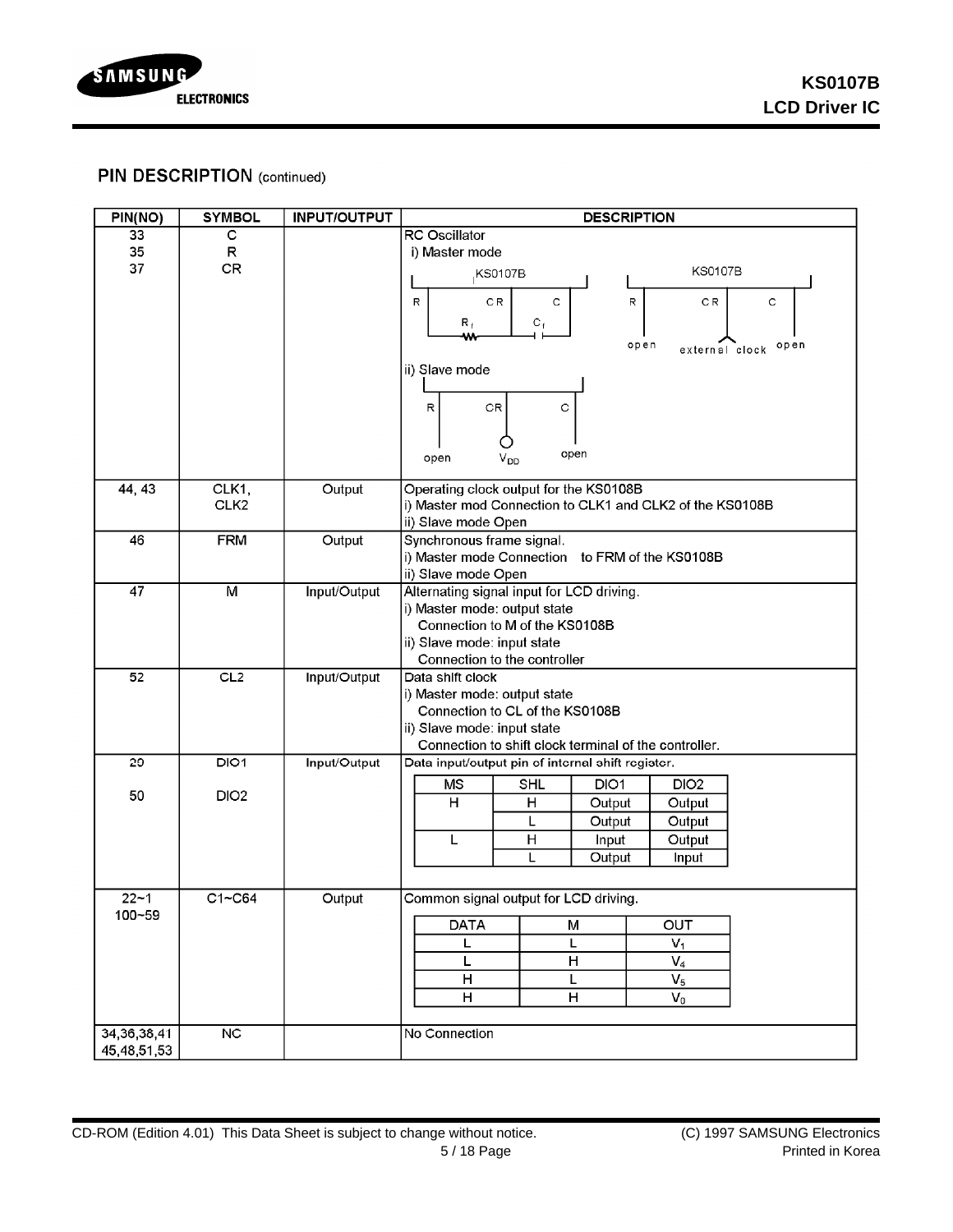## PIN DESCRIPTION (continued)

| PIN(NO) | SYMBOL | INPUT/OUTPUT | DESCRIPTION |
|---|---|---|---|
| 33<br>35<br>37 | C<br>R<br>CR | | RC Oscillator<br>i) Master mode<br>KS0107B: R, CR, C ($R_f$ between R and CR, $C_f$ between CR and C) / KS0107B: R open, CR external clock, C open<br>ii) Slave mode<br>R open, CR $V_{DD}$, C open |
| 44, 43 | CLK1,<br>CLK2 | Output | Operating clock output for the KS0108B<br>i) Master mod Connection to CLK1 and CLK2 of the KS0108B<br>ii) Slave mode Open |
| 46 | FRM | Output | Synchronous frame signal.<br>i) Master mode Connection to FRM of the KS0108B<br>ii) Slave mode Open |
| 47 | M | Input/Output | Alternating signal input for LCD driving.<br>i) Master mode: output state<br>Connection to M of the KS0108B<br>ii) Slave mode: input state<br>Connection to the controller |
| 52 | CL2 | Input/Output | Data shift clock<br>i) Master mode: output state<br>Connection to CL of the KS0108B<br>ii) Slave mode: input state<br>Connection to shift clock terminal of the controller. |
| 20<br><br>50 | DIO1<br><br>DIO2 | Input/Output | Data input/output pin of internal shift register.<br>MS=H, SHL=H: DIO1 Output, DIO2 Output<br>MS=H, SHL=L: DIO1 Output, DIO2 Output<br>MS=L, SHL=H: DIO1 Input, DIO2 Output<br>MS=L, SHL=L: DIO1 Output, DIO2 Input |
| 22~1<br>100~59 | C1~C64 | Output | Common signal output for LCD driving.<br>DATA=L, M=L: OUT $V_1$<br>DATA=L, M=H: OUT $V_4$<br>DATA=H, M=L: OUT $V_5$<br>DATA=H, M=H: OUT $V_0$ |
| 34,36,38,41<br>45,48,51,53 | NC | | No Connection |

DIO1/DIO2 table:

| MS | SHL | DIO1 | DIO2 |
|---|---|---|---|
| H | H | Output | Output |
| | L | Output | Output |
| L | H | Input | Output |
| | L | Output | Input |

C1~C64 output table:

| DATA | M | OUT |
|---|---|---|
| L | L | $V_1$ |
| L | H | $V_4$ |
| H | L | $V_5$ |
| H | H | $V_0$ |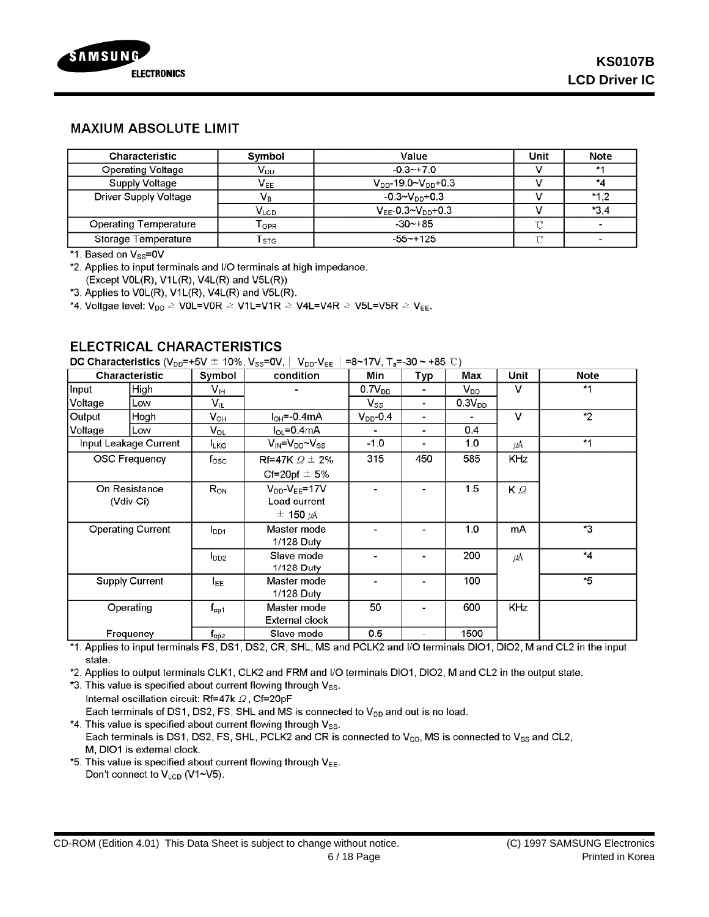## MAXIUM ABSOLUTE LIMIT

| Characteristic | Symbol | Value | Unit | Note |
|---|---|---|---|---|
| Operating Voltage | $V_{DD}$ | -0.3~+7.0 | V | *1 |
| Supply Voltage | $V_{EE}$ | $V_{DD}$-19.0~$V_{DD}$+0.3 | V | *4 |
| Driver Supply Voltage | $V_B$ | -0.3~$V_{DD}$+0.3 | V | *1,2 |
| | $V_{LCD}$ | $V_{EE}$-0.3~$V_{DD}$+0.3 | V | *3,4 |
| Operating Temperature | $T_{OPR}$ | -30~+85 | ℃ | - |
| Storage Temperature | $T_{STG}$ | -55~+125 | ℃ | - |

*1. Based on $V_{SS}$=0V

*2. Applies to input terminals and I/O terminals at high impedance.
(Except V0L(R), V1L(R), V4L(R) and V5L(R))

*3. Applies to V0L(R), V1L(R), V4L(R) and V5L(R).

*4. Voltgae level: $V_{DD}$ ≥ V0L=V0R ≥ V1L=V1R ≥ V4L=V4R ≥ V5L=V5R ≥ $V_{EE}$.

## ELECTRICAL CHARACTERISTICS

**DC Characteristics** ($V_{DD}$=+5V ± 10%, $V_{SS}$=0V, | $V_{DD}$-$V_{EE}$ | =8~17V, $T_a$=-30 ~ +85 ℃)

| Characteristic | | Symbol | condition | Min | Typ | Max | Unit | Note |
|---|---|---|---|---|---|---|---|---|
| Input Voltage | High | $V_{IH}$ | - | 0.7$V_{DD}$ | - | $V_{DD}$ | V | *1 |
| | Low | $V_{IL}$ | | $V_{SS}$ | - | 0.3$V_{DD}$ | | |
| Output Voltage | Hogh | $V_{OH}$ | $I_{OH}$=-0.4mA | $V_{DD}$-0.4 | - | - | V | *2 |
| | Low | $V_{OL}$ | $I_{OL}$=0.4mA | - | - | 0.4 | | |
| Input Leakage Current | | $I_{LKG}$ | $V_{IN}$=$V_{DD}$~$V_{SS}$ | -1.0 | - | 1.0 | μA | *1 |
| OSC Frequency | | $f_{OSC}$ | Rf=47K Ω ± 2% Cf=20pf ± 5% | 315 | 450 | 585 | KHz | |
| On Resistance (Vdiv-Ci) | | $R_{ON}$ | $V_{DD}$-$V_{EE}$=17V Load current ± 150 μA | - | - | 1.5 | K Ω | |
| Operating Current | | $I_{DD1}$ | Master mode 1/128 Duty | - | - | 1.0 | mA | *3 |
| | | $I_{DD2}$ | Slave mode 1/128 Duty | - | - | 200 | μA | *4 |
| Supply Current | | $I_{EE}$ | Master mode 1/128 Duty | - | - | 100 | | *5 |
| Operating Frequency | | $f_{op1}$ | Master mode External clock | 50 | - | 600 | KHz | |
| | | $f_{op2}$ | Slave mode | 0.5 | - | 1500 | | |

*1. Applies to input terminals FS, DS1, DS2, CR, SHL, MS and PCLK2 and I/O terminals DIO1, DIO2, M and CL2 in the input state.

*2. Applies to output terminals CLK1, CLK2 and FRM and I/O terminals DIO1, DIO2, M and CL2 in the output state.

*3. This value is specified about current flowing through $V_{SS}$.
Internal oscillation circuit: Rf=47k Ω, Cf=20pF
Each terminals of DS1, DS2, FS, SHL and MS is connected to $V_{DD}$ and out is no load.

*4. This value is specified about current flowing through $V_{SS}$.
Each terminals is DS1, DS2, FS, SHL, PCLK2 and CR is connected to $V_{DD}$, MS is connected to $V_{SS}$ and CL2, M, DIO1 is external clock.

*5. This value is specified about current flowing through $V_{EE}$.
Don't connect to $V_{LCD}$ (V1~V5).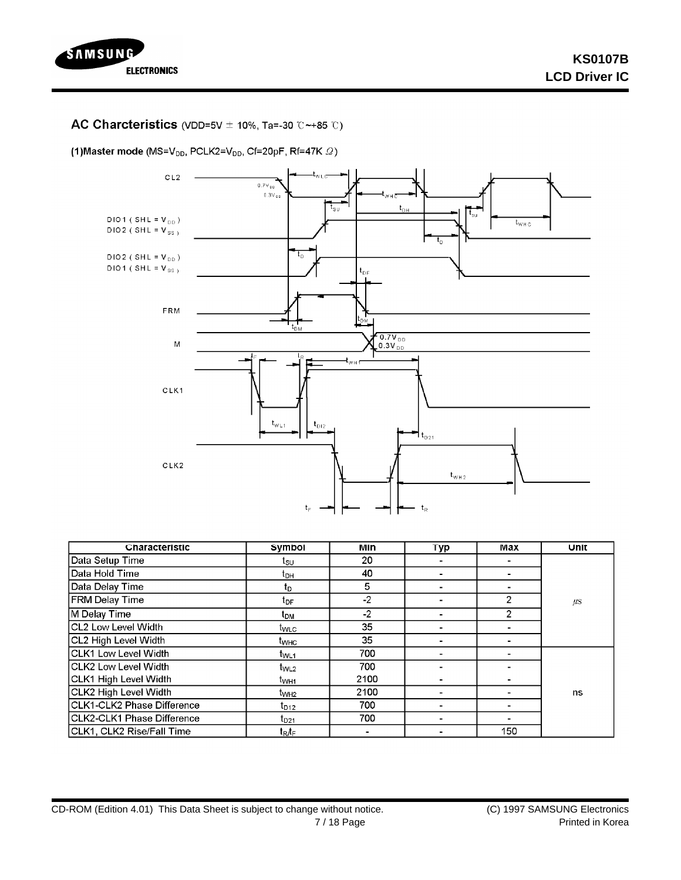## AC Charcteristics (VDD=5V ± 10%, Ta=-30 ℃~+85 ℃)

(1)Master mode (MS=$V_{DD}$, PCLK2=$V_{DD}$, Cf=20pF, Rf=47K Ω)

| Characteristic | Symbol | Min | Typ | Max | Unit |
|---|---|---|---|---|---|
| Data Setup Time | $t_{SU}$ | 20 | - | - | μs |
| Data Hold Time | $t_{DH}$ | 40 | - | - | |
| Data Delay Time | $t_D$ | 5 | - | - | |
| FRM Delay Time | $t_{DF}$ | -2 | - | 2 | |
| M Delay Time | $t_{DM}$ | -2 | - | 2 | |
| CL2 Low Level Width | $t_{WLC}$ | 35 | - | - | |
| CL2 High Level Width | $t_{WHC}$ | 35 | - | - | |
| CLK1 Low Level Width | $t_{WL1}$ | 700 | - | - | ns |
| CLK2 Low Level Width | $t_{WL2}$ | 700 | - | - | |
| CLK1 High Level Width | $t_{WH1}$ | 2100 | - | - | |
| CLK2 High Level Width | $t_{WH2}$ | 2100 | - | - | |
| CLK1-CLK2 Phase Difference | $t_{D12}$ | 700 | - | - | |
| CLK2-CLK1 Phase Difference | $t_{D21}$ | 700 | - | - | |
| CLK1, CLK2 Rise/Fall Time | $t_R/t_F$ | - | - | 150 | |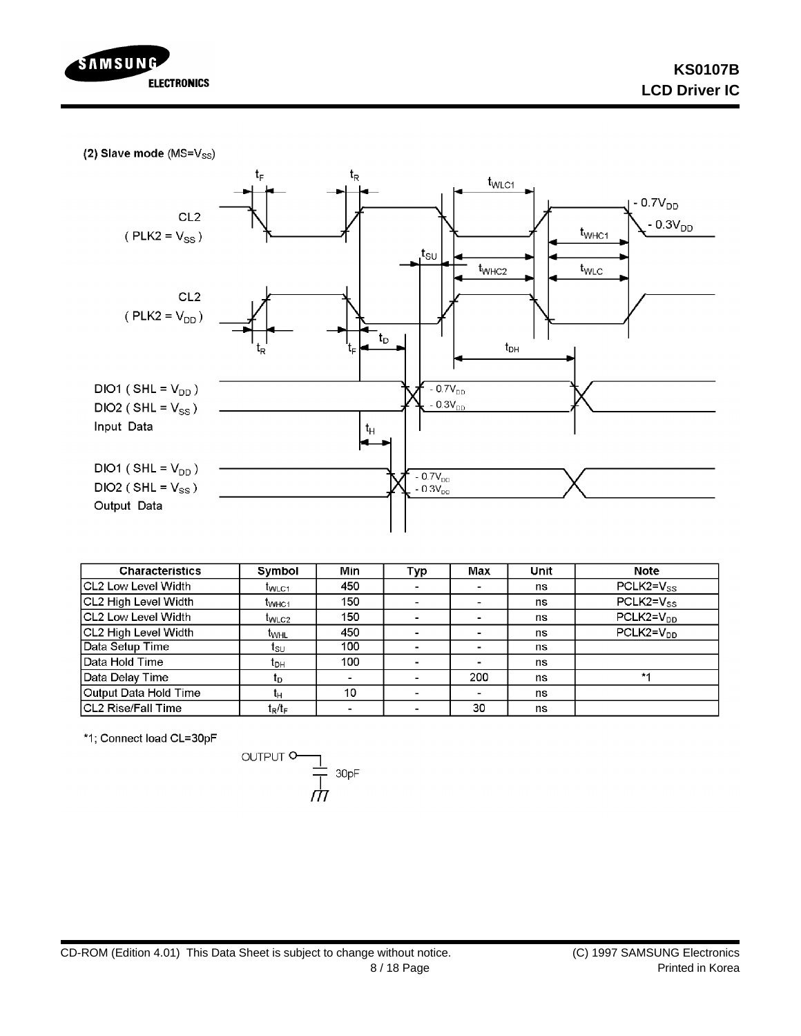(2) Slave mode (MS=$V_{SS}$)

| Characteristics | Symbol | Min | Typ | Max | Unit | Note |
|---|---|---|---|---|---|---|
| CL2 Low Level Width | $t_{WLC1}$ | 450 | - | - | ns | PCLK2=$V_{SS}$ |
| CL2 High Level Width | $t_{WHC1}$ | 150 | - | - | ns | PCLK2=$V_{SS}$ |
| CL2 Low Level Width | $t_{WLC2}$ | 150 | - | - | ns | PCLK2=$V_{DD}$ |
| CL2 High Level Width | $t_{WHL}$ | 450 | - | - | ns | PCLK2=$V_{DD}$ |
| Data Setup Time | $t_{SU}$ | 100 | - | - | ns | |
| Data Hold Time | $t_{DH}$ | 100 | - | - | ns | |
| Data Delay Time | $t_D$ | - | - | 200 | ns | *1 |
| Output Data Hold Time | $t_H$ | 10 | - | - | ns | |
| CL2 Rise/Fall Time | $t_R/t_F$ | - | - | 30 | ns | |

*1; Connect load CL=30pF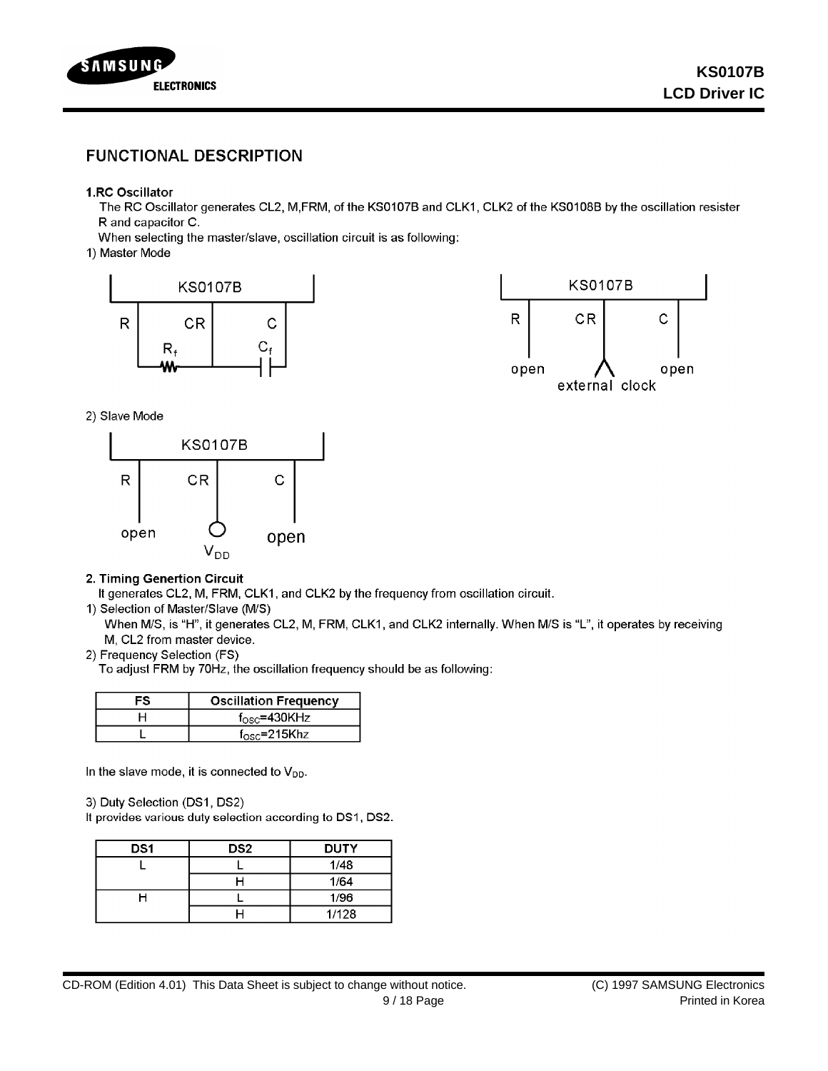# FUNCTIONAL DESCRIPTION

**1.RC Oscillator**

The RC Oscillator generates CL2, M,FRM, of the KS0107B and CLK1, CLK2 of the KS0108B by the oscillation resister R and capacitor C.

When selecting the master/slave, oscillation circuit is as following:

1) Master Mode

KS0107B: R, CR, C — $R_f$, $C_f$

KS0107B: R, CR, C — open, external clock, open

2) Slave Mode

KS0107B: R, CR, C — open, $V_{DD}$, open

**2. Timing Genertion Circuit**

It generates CL2, M, FRM, CLK1, and CLK2 by the frequency from oscillation circuit.

1) Selection of Master/Slave (M/S)

When M/S, is "H", it generates CL2, M, FRM, CLK1, and CLK2 internally. When M/S is "L", it operates by receiving M, CL2 from master device.

2) Frequency Selection (FS)

To adjust FRM by 70Hz, the oscillation frequency should be as following:

| FS | Oscillation Frequency |
|---|---|
| H | $f_{OSC}$=430KHz |
| L | $f_{OSC}$=215Khz |

In the slave mode, it is connected to $V_{DD}$.

3) Duty Selection (DS1, DS2)

It provides various duty selection according to DS1, DS2.

| DS1 | DS2 | DUTY |
|---|---|---|
| L | L | 1/48 |
| | H | 1/64 |
| H | L | 1/96 |
| | H | 1/128 |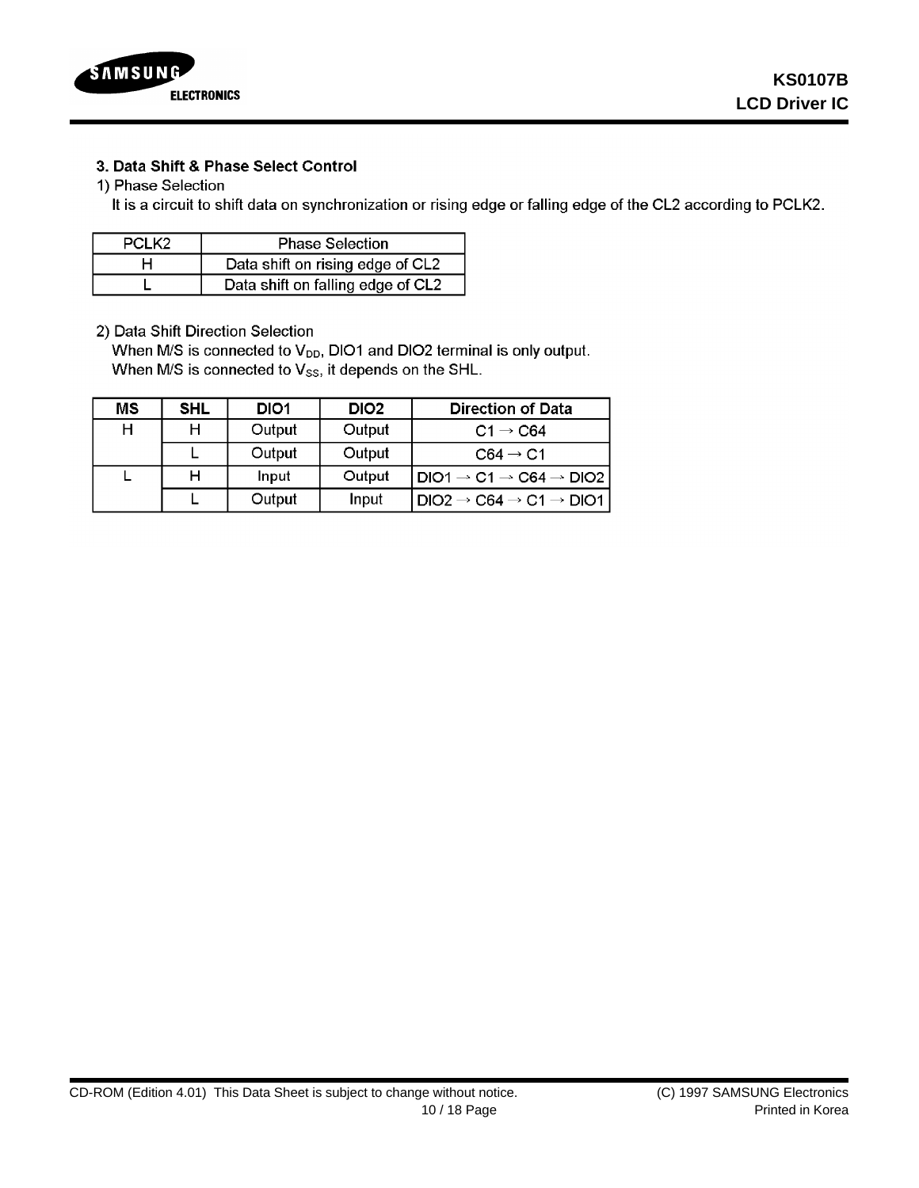### 3. Data Shift & Phase Select Control

1) Phase Selection

It is a circuit to shift data on synchronization or rising edge or falling edge of the CL2 according to PCLK2.

| PCLK2 | Phase Selection |
|---|---|
| H | Data shift on rising edge of CL2 |
| L | Data shift on falling edge of CL2 |

2) Data Shift Direction Selection

When M/S is connected to $V_{DD}$, DIO1 and DIO2 terminal is only output.
When M/S is connected to $V_{SS}$, it depends on the SHL.

| MS | SHL | DIO1 | DIO2 | Direction of Data |
|---|---|---|---|---|
| H | H | Output | Output | C1 → C64 |
| | L | Output | Output | C64 → C1 |
| L | H | Input | Output | DIO1 → C1 → C64 → DIO2 |
| | L | Output | Input | DIO2 → C64 → C1 → DIO1 |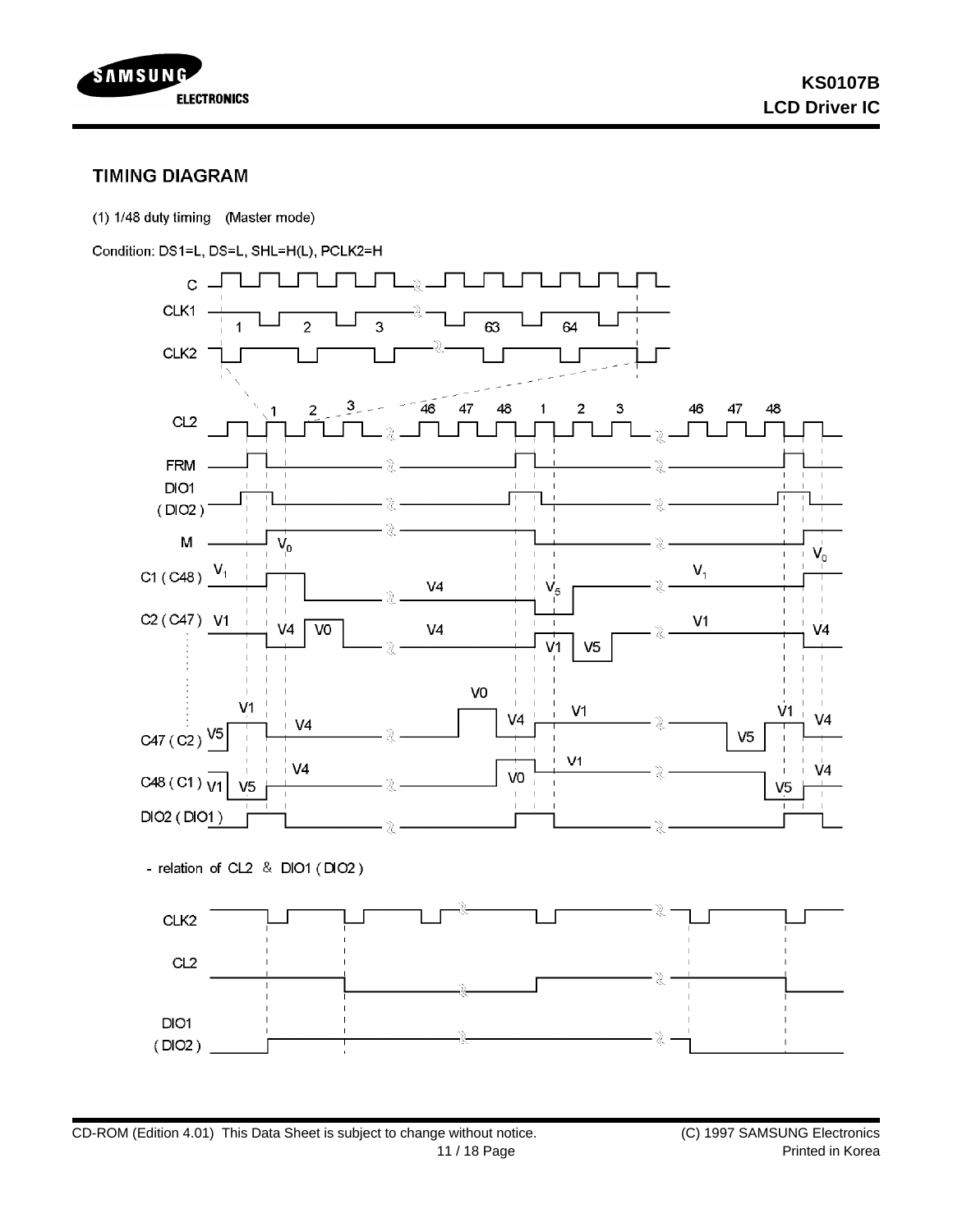## TIMING DIAGRAM

(1) 1/48 duty timing (Master mode)

Condition: DS1=L, DS=L, SHL=H(L), PCLK2=H

- relation of CL2 & DIO1 ( DIO2 )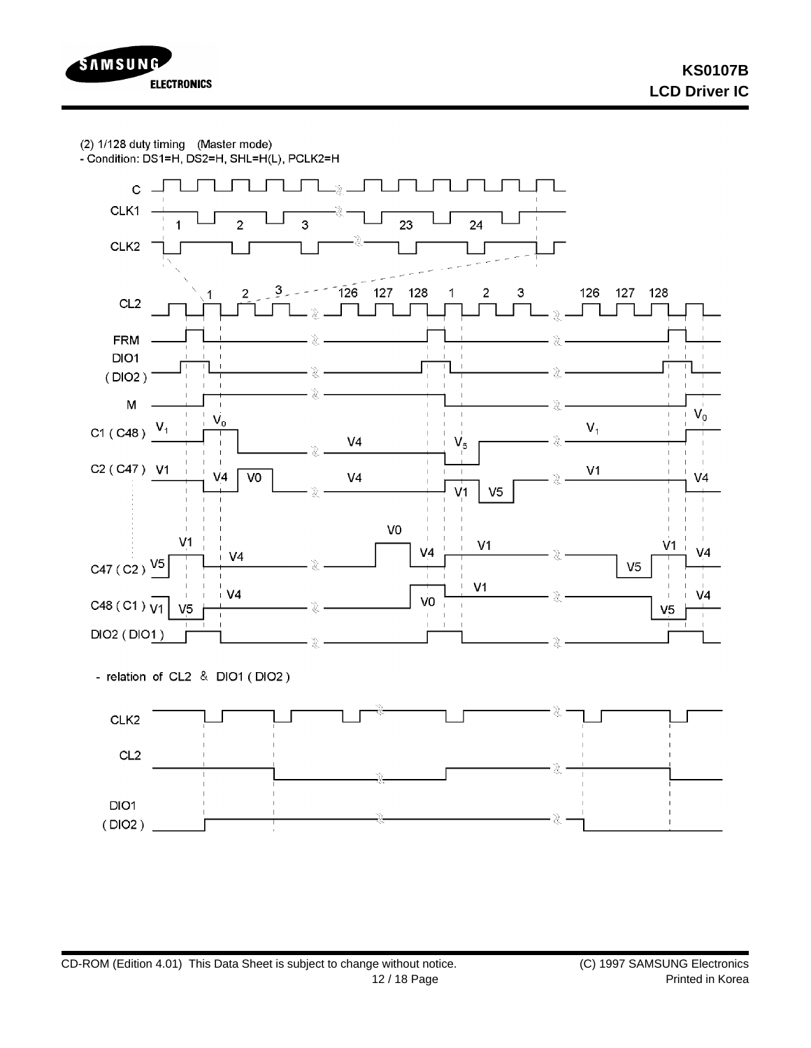(2) 1/128 duty timing (Master mode)

- Condition: DS1=H, DS2=H, SHL=H(L), PCLK2=H

- relation of CL2 & DIO1 ( DIO2 )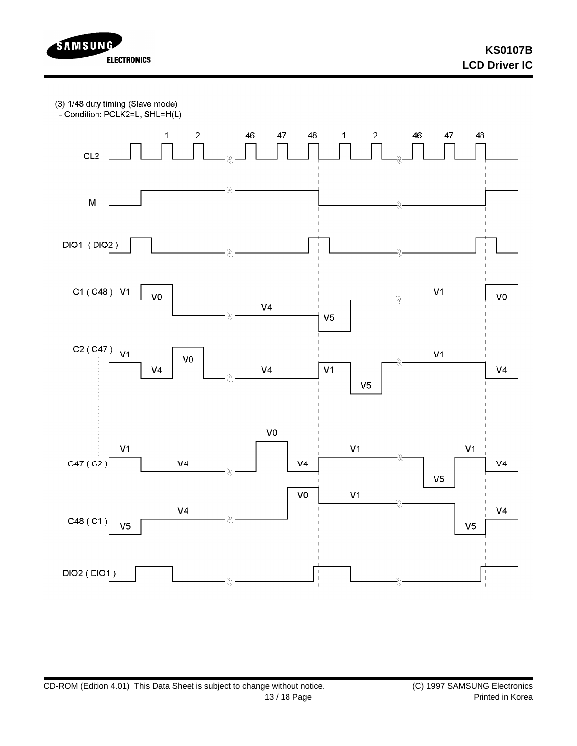(3) 1/48 duty timing (Slave mode)

- Condition: PCLK2=L, SHL=H(L)

CL2

1 2 46 47 48 1 2 46 47 48

M

DIO1 (DIO2)

C1 (C48) V1 V0 V4 V5 V1 V0

C2 (C47) V1 V4 V0 V4 V1 V5 V1 V4

C47 (C2) V1 V4 V0 V4 V1 V5 V1 V4

C48 (C1) V5 V4 V0 V1 V5 V4

DIO2 (DIO1)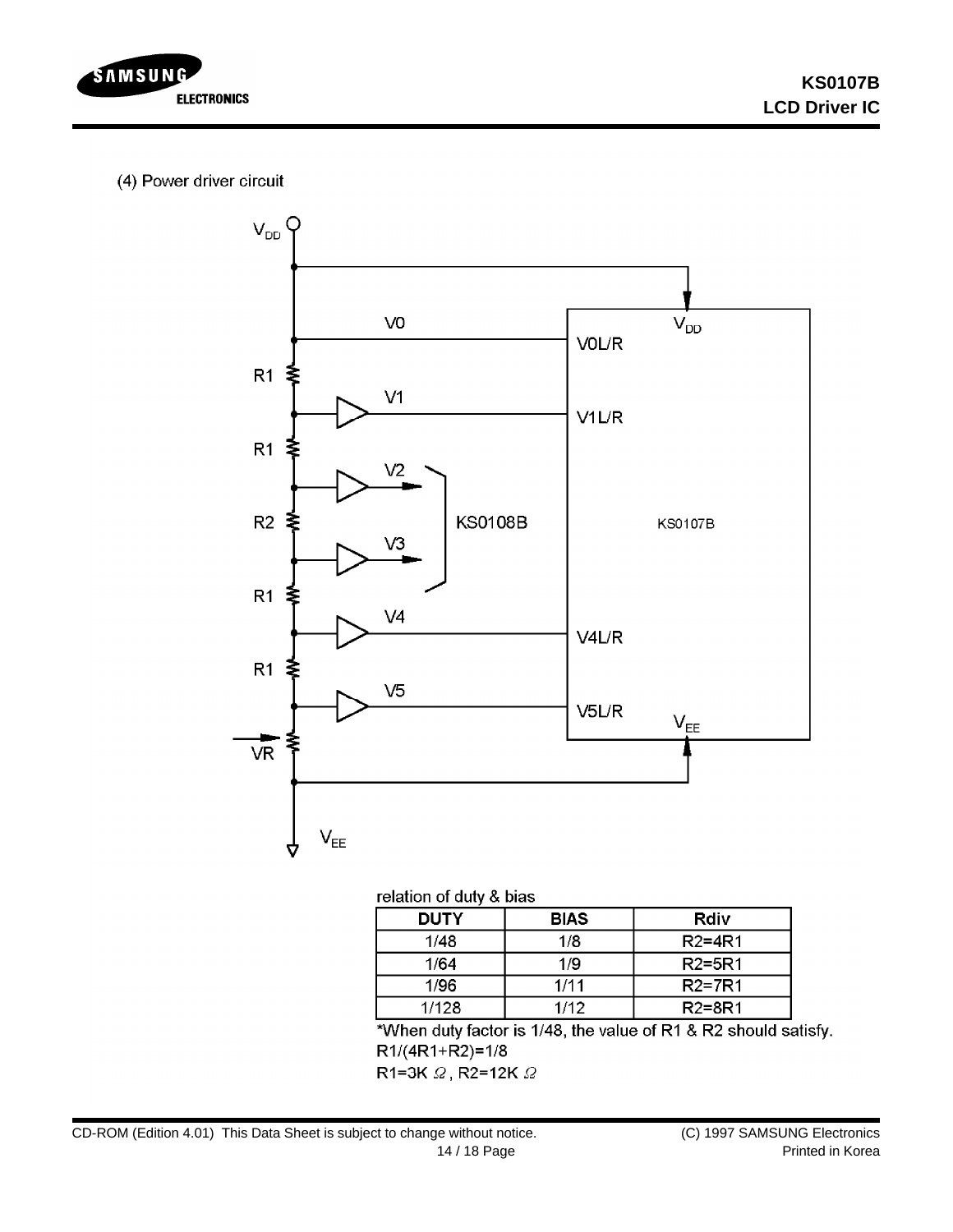(4) Power driver circuit

relation of duty & bias

| DUTY | BIAS | Rdiv |
|---|---|---|
| 1/48 | 1/8 | R2=4R1 |
| 1/64 | 1/9 | R2=5R1 |
| 1/96 | 1/11 | R2=7R1 |
| 1/128 | 1/12 | R2=8R1 |

*When duty factor is 1/48, the value of R1 & R2 should satisfy.

R1/(4R1+R2)=1/8

R1=3K Ω, R2=12K Ω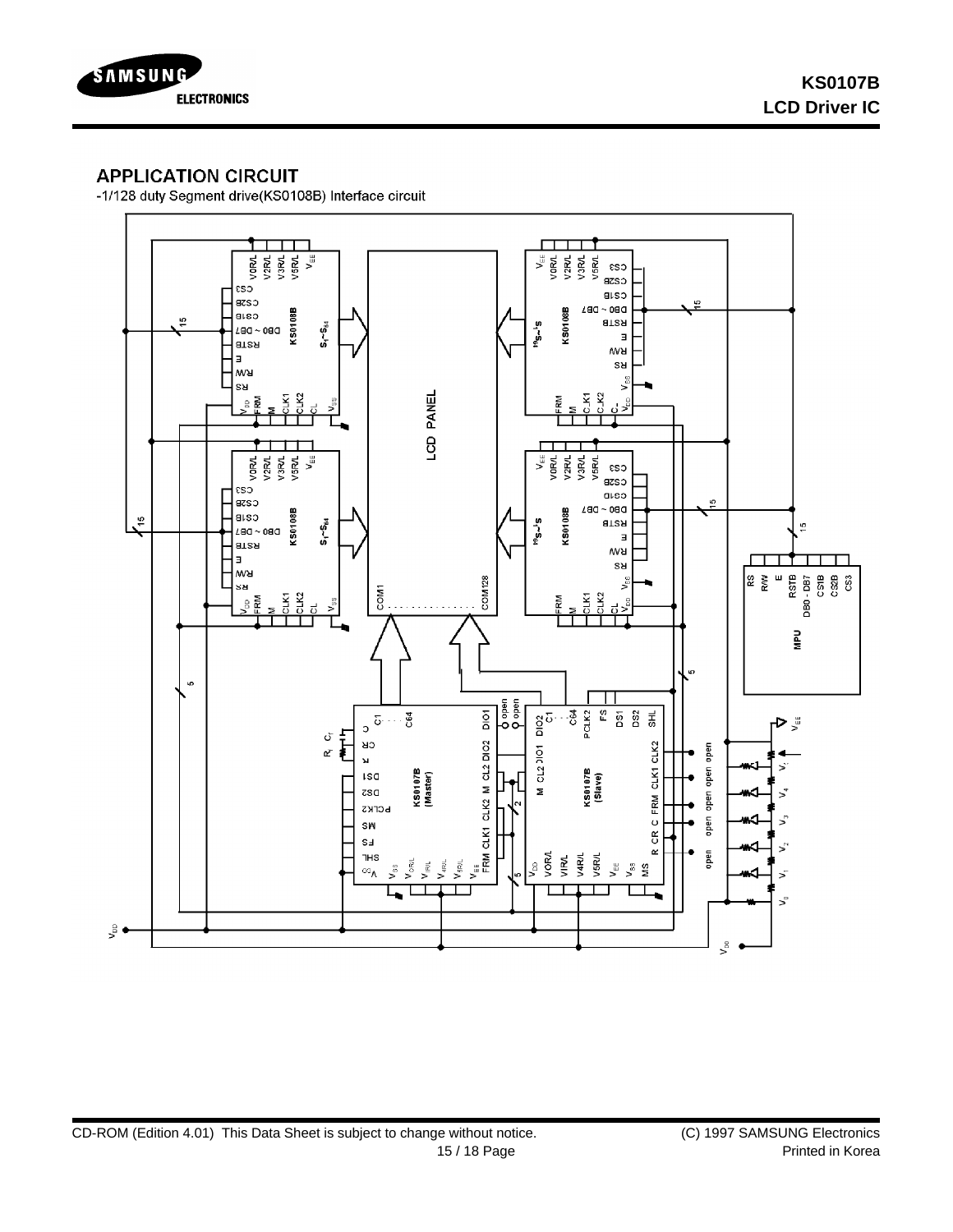## APPLICATION CIRCUIT

-1/128 duty Segment drive(KS0108B) Interface circuit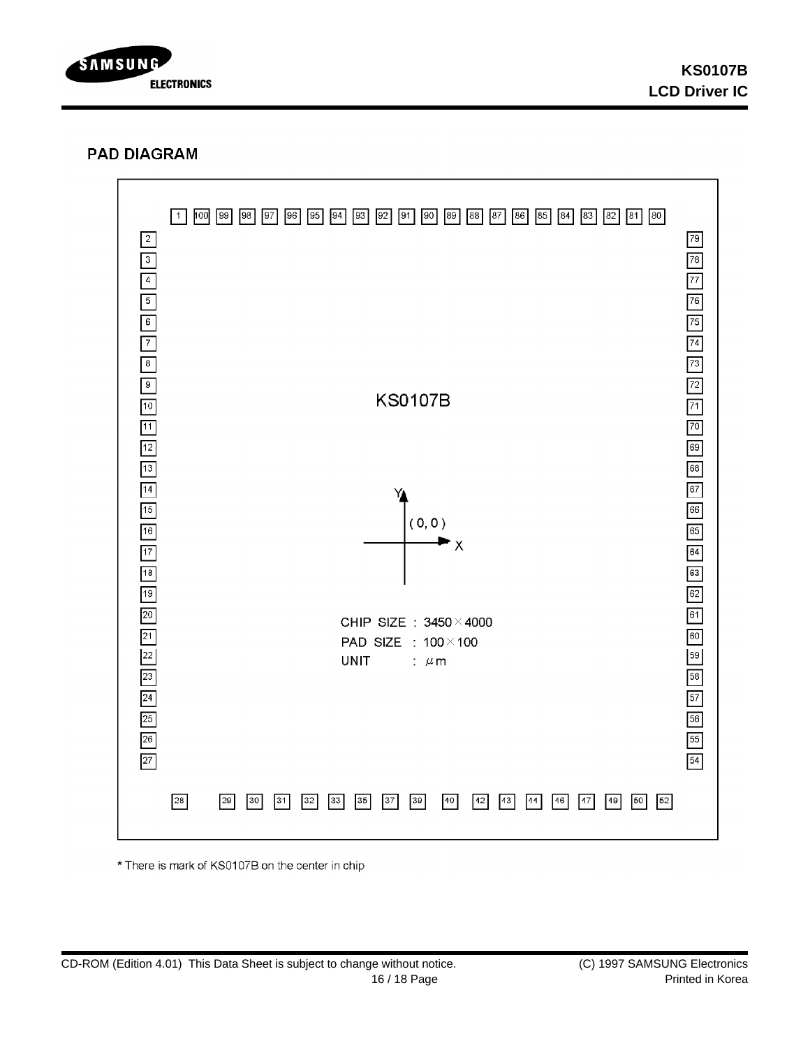## PAD DIAGRAM

KS0107B

CHIP SIZE : 3450 × 4000

PAD SIZE : 100 × 100

UNIT : μm

\* There is mark of KS0107B on the center in chip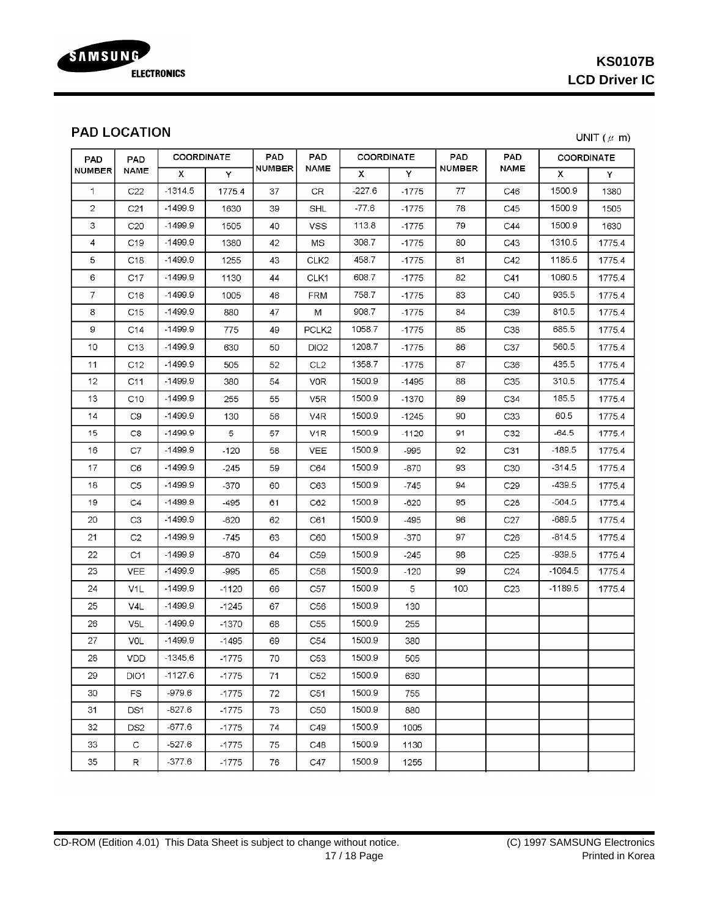## PAD LOCATION

UNIT (μ m)

| PAD NUMBER | PAD NAME | COORDINATE | | PAD NUMBER | PAD NAME | COORDINATE | | PAD NUMBER | PAD NAME | COORDINATE | |
|---|---|---|---|---|---|---|---|---|---|---|---|
| | | X | Y | | | X | Y | | | X | Y |
| 1 | C22 | -1314.5 | 1775.4 | 37 | CR | -227.6 | -1775 | 77 | C46 | 1500.9 | 1380 |
| 2 | C21 | -1499.9 | 1630 | 39 | SHL | -77.6 | -1775 | 78 | C45 | 1500.9 | 1505 |
| 3 | C20 | -1499.9 | 1505 | 40 | VSS | 113.8 | -1775 | 79 | C44 | 1500.9 | 1630 |
| 4 | C19 | -1499.9 | 1380 | 42 | MS | 308.7 | -1775 | 80 | C43 | 1310.5 | 1775.4 |
| 5 | C18 | -1499.9 | 1255 | 43 | CLK2 | 458.7 | -1775 | 81 | C42 | 1185.5 | 1775.4 |
| 6 | C17 | -1499.9 | 1130 | 44 | CLK1 | 608.7 | -1775 | 82 | C41 | 1060.5 | 1775.4 |
| 7 | C16 | -1499.9 | 1005 | 46 | FRM | 758.7 | -1775 | 83 | C40 | 935.5 | 1775.4 |
| 8 | C15 | -1499.9 | 880 | 47 | M | 908.7 | -1775 | 84 | C39 | 810.5 | 1775.4 |
| 9 | C14 | -1499.9 | 775 | 49 | PCLK2 | 1058.7 | -1775 | 85 | C38 | 685.5 | 1775.4 |
| 10 | C13 | -1499.9 | 630 | 50 | DIO2 | 1208.7 | -1775 | 86 | C37 | 560.5 | 1775.4 |
| 11 | C12 | -1499.9 | 505 | 52 | CL2 | 1358.7 | -1775 | 87 | C36 | 435.5 | 1775.4 |
| 12 | C11 | -1499.9 | 380 | 54 | V0R | 1500.9 | -1495 | 88 | C35 | 310.5 | 1775.4 |
| 13 | C10 | -1499.9 | 255 | 55 | V5R | 1500.9 | -1370 | 89 | C34 | 185.5 | 1775.4 |
| 14 | C9 | -1499.9 | 130 | 56 | V4R | 1500.9 | -1245 | 90 | C33 | 60.5 | 1775.4 |
| 15 | C8 | -1499.9 | 5 | 57 | V1R | 1500.9 | -1120 | 91 | C32 | -64.5 | 1775.4 |
| 16 | C7 | -1499.9 | -120 | 58 | VEE | 1500.9 | -995 | 92 | C31 | -189.5 | 1775.4 |
| 17 | C6 | -1499.9 | -245 | 59 | C64 | 1500.9 | -870 | 93 | C30 | -314.5 | 1775.4 |
| 18 | C5 | -1499.9 | -370 | 60 | C63 | 1500.9 | -745 | 94 | C29 | -439.5 | 1775.4 |
| 19 | C4 | -1499.9 | -495 | 61 | C62 | 1500.9 | -620 | 95 | C28 | -564.5 | 1775.4 |
| 20 | C3 | -1499.9 | -620 | 62 | C61 | 1500.9 | -495 | 96 | C27 | -689.5 | 1775.4 |
| 21 | C2 | -1499.9 | -745 | 63 | C60 | 1500.9 | -370 | 97 | C26 | -814.5 | 1775.4 |
| 22 | C1 | -1499.9 | -870 | 64 | C59 | 1500.9 | -245 | 98 | C25 | -939.5 | 1775.4 |
| 23 | VEE | -1499.9 | -995 | 65 | C58 | 1500.9 | -120 | 99 | C24 | -1064.5 | 1775.4 |
| 24 | V1L | -1499.9 | -1120 | 66 | C57 | 1500.9 | 5 | 100 | C23 | -1189.5 | 1775.4 |
| 25 | V4L | -1499.9 | -1245 | 67 | C56 | 1500.9 | 130 | | | | |
| 26 | V5L | -1499.9 | -1370 | 68 | C55 | 1500.9 | 255 | | | | |
| 27 | V0L | -1499.9 | -1495 | 69 | C54 | 1500.9 | 380 | | | | |
| 28 | VDD | -1345.6 | -1775 | 70 | C53 | 1500.9 | 505 | | | | |
| 29 | DIO1 | -1127.6 | -1775 | 71 | C52 | 1500.9 | 630 | | | | |
| 30 | FS | -979.6 | -1775 | 72 | C51 | 1500.9 | 755 | | | | |
| 31 | DS1 | -827.6 | -1775 | 73 | C50 | 1500.9 | 880 | | | | |
| 32 | DS2 | -677.6 | -1775 | 74 | C49 | 1500.9 | 1005 | | | | |
| 33 | C | -527.6 | -1775 | 75 | C48 | 1500.9 | 1130 | | | | |
| 35 | R | -377.6 | -1775 | 76 | C47 | 1500.9 | 1255 | | | | |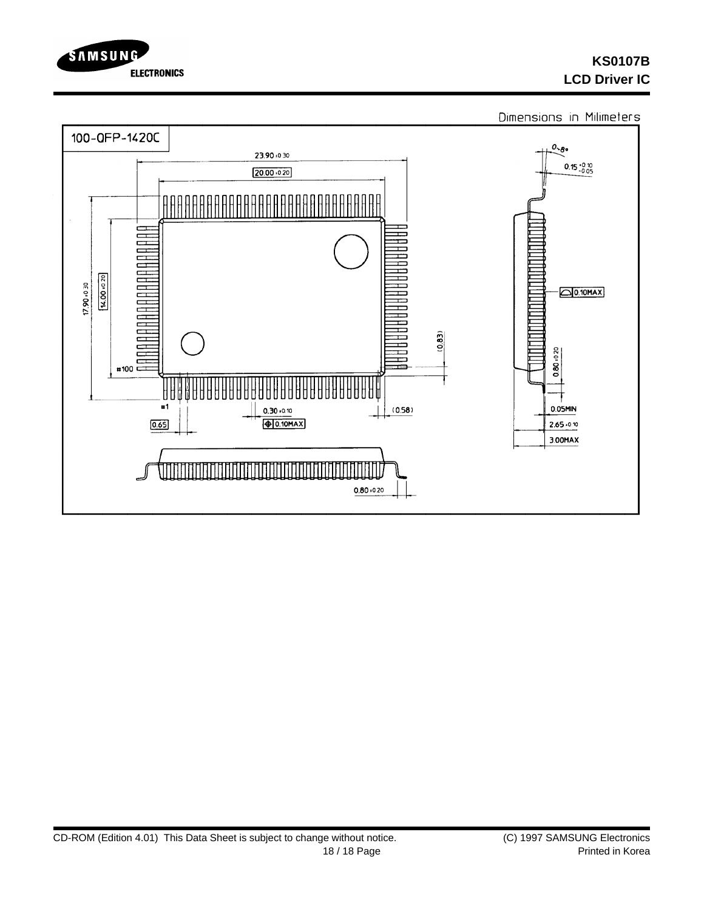Dimensions in Milimeters

100-QFP-1420C

23.90 ±0.30

20.00 ±0.20

17.90 ±0.30

14.00 ±0.20

#100

#1

0.65

0.30 ±0.10

⊕ 0.10MAX

(0.58)

(0.83)

0.80 ±0.20

0~8°

0.15 +0.10 -0.05

⌓ 0.10MAX

0.80 ±0.20

0.05MIN

2.65 ±0.10

3.00MAX